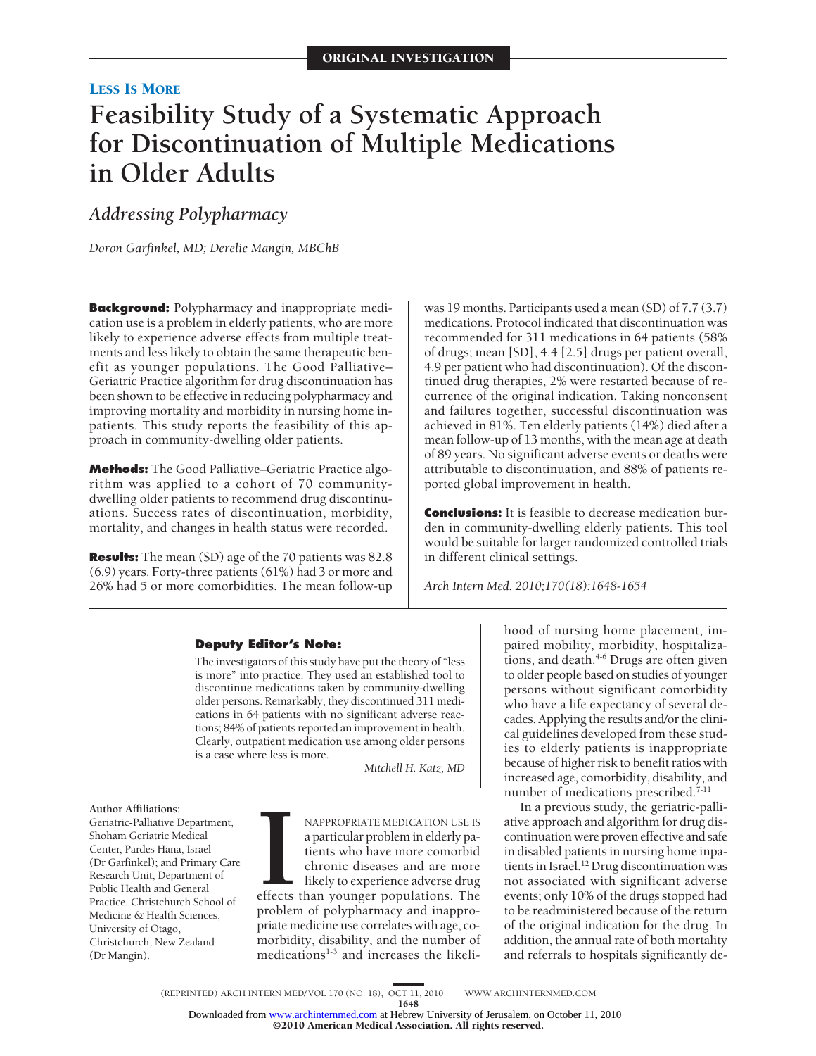ORIGINAL INVESTIGATION

LESS IS MORE

# Feasibility Study of a Systematic Approach for Discontinuation of Multiple Medications in Older Adults

## Addressing Polypharmacy

*Doron Garfinkel, MD; Derelie Mangin, MBChB*

**Background:** Polypharmacy and inappropriate medication use is a problem in elderly patients, who are more likely to experience adverse effects from multiple treatments and less likely to obtain the same therapeutic benefit as younger populations. The Good Palliative–Geriatric Practice algorithm for drug discontinuation has been shown to be effective in reducing polypharmacy and improving mortality and morbidity in nursing home inpatients. This study reports the feasibility of this approach in community-dwelling older patients.

**Methods:** The Good Palliative–Geriatric Practice algorithm was applied to a cohort of 70 community-dwelling older patients to recommend drug discontinuations. Success rates of discontinuation, morbidity, mortality, and changes in health status were recorded.

**Results:** The mean (SD) age of the 70 patients was 82.8 (6.9) years. Forty-three patients (61%) had 3 or more and 26% had 5 or more comorbidities. The mean follow-up was 19 months. Participants used a mean (SD) of 7.7 (3.7) medications. Protocol indicated that discontinuation was recommended for 311 medications in 64 patients (58% of drugs; mean [SD], 4.4 [2.5] drugs per patient overall, 4.9 per patient who had discontinuation). Of the discontinued drug therapies, 2% were restarted because of recurrence of the original indication. Taking nonconsent and failures together, successful discontinuation was achieved in 81%. Ten elderly patients (14%) died after a mean follow-up of 13 months, with the mean age at death of 89 years. No significant adverse events or deaths were attributable to discontinuation, and 88% of patients reported global improvement in health.

**Conclusions:** It is feasible to decrease medication burden in community-dwelling elderly patients. This tool would be suitable for larger randomized controlled trials in different clinical settings.

*Arch Intern Med. 2010;170(18):1648-1654*

**Deputy Editor's Note:**

The investigators of this study have put the theory of "less is more" into practice. They used an established tool to discontinue medications taken by community-dwelling older persons. Remarkably, they discontinued 311 medications in 64 patients with no significant adverse reactions; 84% of patients reported an improvement in health. Clearly, outpatient medication use among older persons is a case where less is more.

*Mitchell H. Katz, MD*

**Author Affiliations:** Geriatric-Palliative Department, Shoham Geriatric Medical Center, Pardes Hana, Israel (Dr Garfinkel); and Primary Care Research Unit, Department of Public Health and General Practice, Christchurch School of Medicine & Health Sciences, University of Otago, Christchurch, New Zealand (Dr Mangin).

INAPPROPRIATE MEDICATION USE IS a particular problem in elderly patients who have more comorbid chronic diseases and are more likely to experience adverse drug effects than younger populations. The problem of polypharmacy and inappropriate medicine use correlates with age, comorbidity, disability, and the number of medications[1-3] and increases the likelihood of nursing home placement, impaired mobility, morbidity, hospitalizations, and death.[4-6] Drugs are often given to older people based on studies of younger persons without significant comorbidity who have a life expectancy of several decades. Applying the results and/or the clinical guidelines developed from these studies to elderly patients is inappropriate because of higher risk to benefit ratios with increased age, comorbidity, disability, and number of medications prescribed.[7-11]

In a previous study, the geriatric-palliative approach and algorithm for drug discontinuation were proven effective and safe in disabled patients in nursing home inpatients in Israel.[12] Drug discontinuation was not associated with significant adverse events; only 10% of the drugs stopped had to be readministered because of the return of the original indication for the drug. In addition, the annual rate of both mortality and referrals to hospitals significantly de-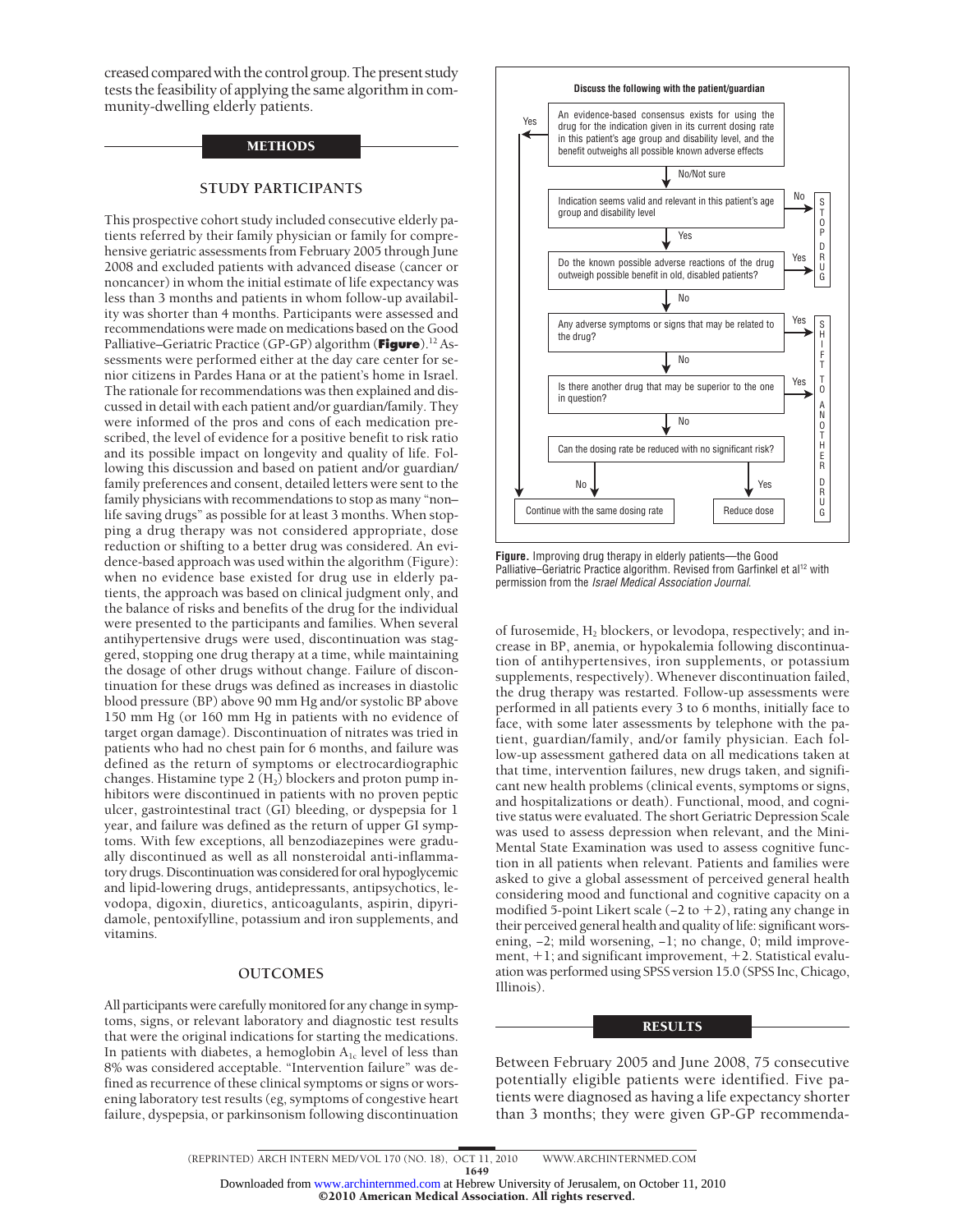creased compared with the control group. The present study tests the feasibility of applying the same algorithm in community-dwelling elderly patients.

## METHODS

### STUDY PARTICIPANTS

This prospective cohort study included consecutive elderly patients referred by their family physician or family for comprehensive geriatric assessments from February 2005 through June 2008 and excluded patients with advanced disease (cancer or noncancer) in whom the initial estimate of life expectancy was less than 3 months and patients in whom follow-up availability was shorter than 4 months. Participants were assessed and recommendations were made on medications based on the Good Palliative–Geriatric Practice (GP-GP) algorithm (**Figure**).[12] Assessments were performed either at the day care center for senior citizens in Pardes Hana or at the patient's home in Israel. The rationale for recommendations was then explained and discussed in detail with each patient and/or guardian/family. They were informed of the pros and cons of each medication prescribed, the level of evidence for a positive benefit to risk ratio and its possible impact on longevity and quality of life. Following this discussion and based on patient and/or guardian/family preferences and consent, detailed letters were sent to the family physicians with recommendations to stop as many "non–life saving drugs" as possible for at least 3 months. When stopping a drug therapy was not considered appropriate, dose reduction or shifting to a better drug was considered. An evidence-based approach was used within the algorithm (Figure): when no evidence base existed for drug use in elderly patients, the approach was based on clinical judgment only, and the balance of risks and benefits of the drug for the individual were presented to the participants and families. When several antihypertensive drugs were used, discontinuation was staggered, stopping one drug therapy at a time, while maintaining the dosage of other drugs without change. Failure of discontinuation for these drugs was defined as increases in diastolic blood pressure (BP) above 90 mm Hg and/or systolic BP above 150 mm Hg (or 160 mm Hg in patients with no evidence of target organ damage). Discontinuation of nitrates was tried in patients who had no chest pain for 6 months, and failure was defined as the return of symptoms or electrocardiographic changes. Histamine type 2 ($H_2$) blockers and proton pump inhibitors were discontinued in patients with no proven peptic ulcer, gastrointestinal tract (GI) bleeding, or dyspepsia for 1 year, and failure was defined as the return of upper GI symptoms. With few exceptions, all benzodiazepines were gradually discontinued as well as all nonsteroidal anti-inflammatory drugs. Discontinuation was considered for oral hypoglycemic and lipid-lowering drugs, antidepressants, antipsychotics, levodopa, digoxin, diuretics, anticoagulants, aspirin, dipyridamole, pentoxifylline, potassium and iron supplements, and vitamins.

### OUTCOMES

All participants were carefully monitored for any change in symptoms, signs, or relevant laboratory and diagnostic test results that were the original indications for starting the medications. In patients with diabetes, a hemoglobin $A_{1c}$ level of less than 8% was considered acceptable. "Intervention failure" was defined as recurrence of these clinical symptoms or signs or worsening laboratory test results (eg, symptoms of congestive heart failure, dyspepsia, or parkinsonism following discontinuation of furosemide, $H_2$ blockers, or levodopa, respectively; and increase in BP, anemia, or hypokalemia following discontinuation of antihypertensives, iron supplements, or potassium supplements, respectively). Whenever discontinuation failed, the drug therapy was restarted. Follow-up assessments were performed in all patients every 3 to 6 months, initially face to face, with some later assessments by telephone with the patient, guardian/family, and/or family physician. Each follow-up assessment gathered data on all medications taken at that time, intervention failures, new drugs taken, and significant new health problems (clinical events, symptoms or signs, and hospitalizations or death). Functional, mood, and cognitive status were evaluated. The short Geriatric Depression Scale was used to assess depression when relevant, and the Mini-Mental State Examination was used to assess cognitive function in all patients when relevant. Patients and families were asked to give a global assessment of perceived general health considering mood and functional and cognitive capacity on a modified 5-point Likert scale (−2 to +2), rating any change in their perceived general health and quality of life: significant worsening, −2; mild worsening, −1; no change, 0; mild improvement, +1; and significant improvement, +2. Statistical evaluation was performed using SPSS version 15.0 (SPSS Inc, Chicago, Illinois).

**Discuss the following with the patient/guardian**

1. An evidence-based consensus exists for using the drug for the indication given in its current dosing rate in this patient's age group and disability level → Yes: Continue with the same dosing rate; No/Not sure: next step
2. Indication seems valid and relevant in this patient's age group and disability level → No: STOP DRUG; Yes: next step
3. Do the known possible adverse reactions of the drug outweigh possible benefit in old, disabled patients? → Yes: STOP DRUG; No: next step
4. Any adverse symptoms or signs that may be related to the drug? → Yes: SHIFT TO ANOTHER DRUG; No: next step
5. Is there another drug that may be superior to the one in question? → Yes: SHIFT TO ANOTHER DRUG; No: next step
6. Can the dosing rate be reduced with no significant risk? → No: Continue with the same dosing rate; Yes: Reduce dose

**Figure.** Improving drug therapy in elderly patients—the Good Palliative–Geriatric Practice algorithm. Revised from Garfinkel et al[12] with permission from the *Israel Medical Association Journal*.

## RESULTS

Between February 2005 and June 2008, 75 consecutive potentially eligible patients were identified. Five patients were diagnosed as having a life expectancy shorter than 3 months; they were given GP-GP recommenda-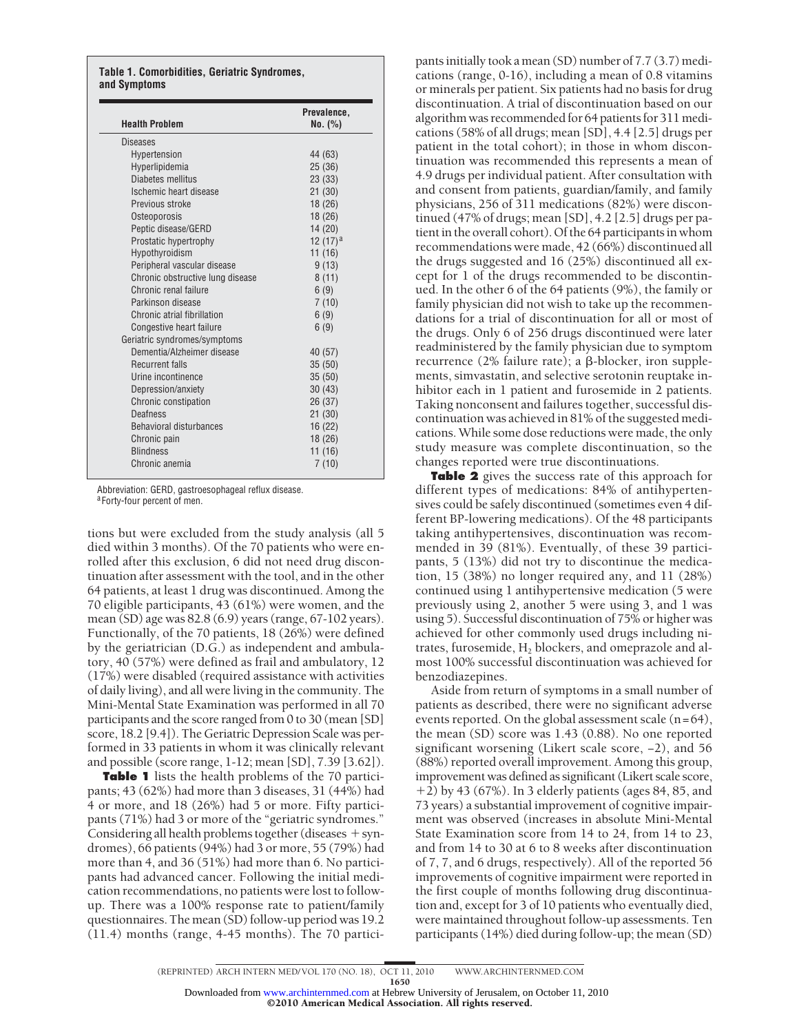**Table 1. Comorbidities, Geriatric Syndromes, and Symptoms**

| Health Problem | Prevalence, No. (%) |
|---|---|
| Diseases | |
| Hypertension | 44 (63) |
| Hyperlipidemia | 25 (36) |
| Diabetes mellitus | 23 (33) |
| Ischemic heart disease | 21 (30) |
| Previous stroke | 18 (26) |
| Osteoporosis | 18 (26) |
| Peptic disease/GERD | 14 (20) |
| Prostatic hypertrophy | 12 (17)[a] |
| Hypothyroidism | 11 (16) |
| Peripheral vascular disease | 9 (13) |
| Chronic obstructive lung disease | 8 (11) |
| Chronic renal failure | 6 (9) |
| Parkinson disease | 7 (10) |
| Chronic atrial fibrillation | 6 (9) |
| Congestive heart failure | 6 (9) |
| Geriatric syndromes/symptoms | |
| Dementia/Alzheimer disease | 40 (57) |
| Recurrent falls | 35 (50) |
| Urine incontinence | 35 (50) |
| Depression/anxiety | 30 (43) |
| Chronic constipation | 26 (37) |
| Deafness | 21 (30) |
| Behavioral disturbances | 16 (22) |
| Chronic pain | 18 (26) |
| Blindness | 11 (16) |
| Chronic anemia | 7 (10) |

Abbreviation: GERD, gastroesophageal reflux disease.
[a]Forty-four percent of men.

tions but were excluded from the study analysis (all 5 died within 3 months). Of the 70 patients who were enrolled after this exclusion, 6 did not need drug discontinuation after assessment with the tool, and in the other 64 patients, at least 1 drug was discontinued. Among the 70 eligible participants, 43 (61%) were women, and the mean (SD) age was 82.8 (6.9) years (range, 67-102 years). Functionally, of the 70 patients, 18 (26%) were defined by the geriatrician (D.G.) as independent and ambulatory, 40 (57%) were defined as frail and ambulatory, 12 (17%) were disabled (required assistance with activities of daily living), and all were living in the community. The Mini-Mental State Examination was performed in all 70 participants and the score ranged from 0 to 30 (mean [SD] score, 18.2 [9.4]). The Geriatric Depression Scale was performed in 33 patients in whom it was clinically relevant and possible (score range, 1-12; mean [SD], 7.39 [3.62]).

**Table 1** lists the health problems of the 70 participants; 43 (62%) had more than 3 diseases, 31 (44%) had 4 or more, and 18 (26%) had 5 or more. Fifty participants (71%) had 3 or more of the "geriatric syndromes." Considering all health problems together (diseases + syndromes), 66 patients (94%) had 3 or more, 55 (79%) had more than 4, and 36 (51%) had more than 6. No participants had advanced cancer. Following the initial medication recommendations, no patients were lost to follow-up. There was a 100% response rate to patient/family questionnaires. The mean (SD) follow-up period was 19.2 (11.4) months (range, 4-45 months). The 70 participants initially took a mean (SD) number of 7.7 (3.7) medications (range, 0-16), including a mean of 0.8 vitamins or minerals per patient. Six patients had no basis for drug discontinuation. A trial of discontinuation based on our algorithm was recommended for 64 patients for 311 medications (58% of all drugs; mean [SD], 4.4 [2.5] drugs per patient in the total cohort); in those in whom discontinuation was recommended this represents a mean of 4.9 drugs per individual patient. After consultation with and consent from patients, guardian/family, and family physicians, 256 of 311 medications (82%) were discontinued (47% of drugs; mean [SD], 4.2 [2.5] drugs per patient in the overall cohort). Of the 64 participants in whom recommendations were made, 42 (66%) discontinued all the drugs suggested and 16 (25%) discontinued all except for 1 of the drugs recommended to be discontinued. In the other 6 of the 64 patients (9%), the family or family physician did not wish to take up the recommendations for a trial of discontinuation for all or most of the drugs. Only 6 of 256 drugs discontinued were later readministered by the family physician due to symptom recurrence (2% failure rate); a β-blocker, iron supplements, simvastatin, and selective serotonin reuptake inhibitor each in 1 patient and furosemide in 2 patients. Taking nonconsent and failures together, successful discontinuation was achieved in 81% of the suggested medications. While some dose reductions were made, the only study measure was complete discontinuation, so the changes reported were true discontinuations.

**Table 2** gives the success rate of this approach for different types of medications: 84% of antihypertensives could be safely discontinued (sometimes even 4 different BP-lowering medications). Of the 48 participants taking antihypertensives, discontinuation was recommended in 39 (81%). Eventually, of these 39 participants, 5 (13%) did not try to discontinue the medication, 15 (38%) no longer required any, and 11 (28%) continued using 1 antihypertensive medication (5 were previously using 2, another 5 were using 3, and 1 was using 5). Successful discontinuation of 75% or higher was achieved for other commonly used drugs including nitrates, furosemide, $H_2$ blockers, and omeprazole and almost 100% successful discontinuation was achieved for benzodiazepines.

Aside from return of symptoms in a small number of patients as described, there were no significant adverse events reported. On the global assessment scale (n = 64), the mean (SD) score was 1.43 (0.88). No one reported significant worsening (Likert scale score, −2), and 56 (88%) reported overall improvement. Among this group, improvement was defined as significant (Likert scale score, +2) by 43 (67%). In 3 elderly patients (ages 84, 85, and 73 years) a substantial improvement of cognitive impairment was observed (increases in absolute Mini-Mental State Examination score from 14 to 24, from 14 to 23, and from 14 to 30 at 6 to 8 weeks after discontinuation of 7, 7, and 6 drugs, respectively). All of the reported 56 improvements of cognitive impairment were reported in the first couple of months following drug discontinuation and, except for 3 of 10 patients who eventually died, were maintained throughout follow-up assessments. Ten participants (14%) died during follow-up; the mean (SD)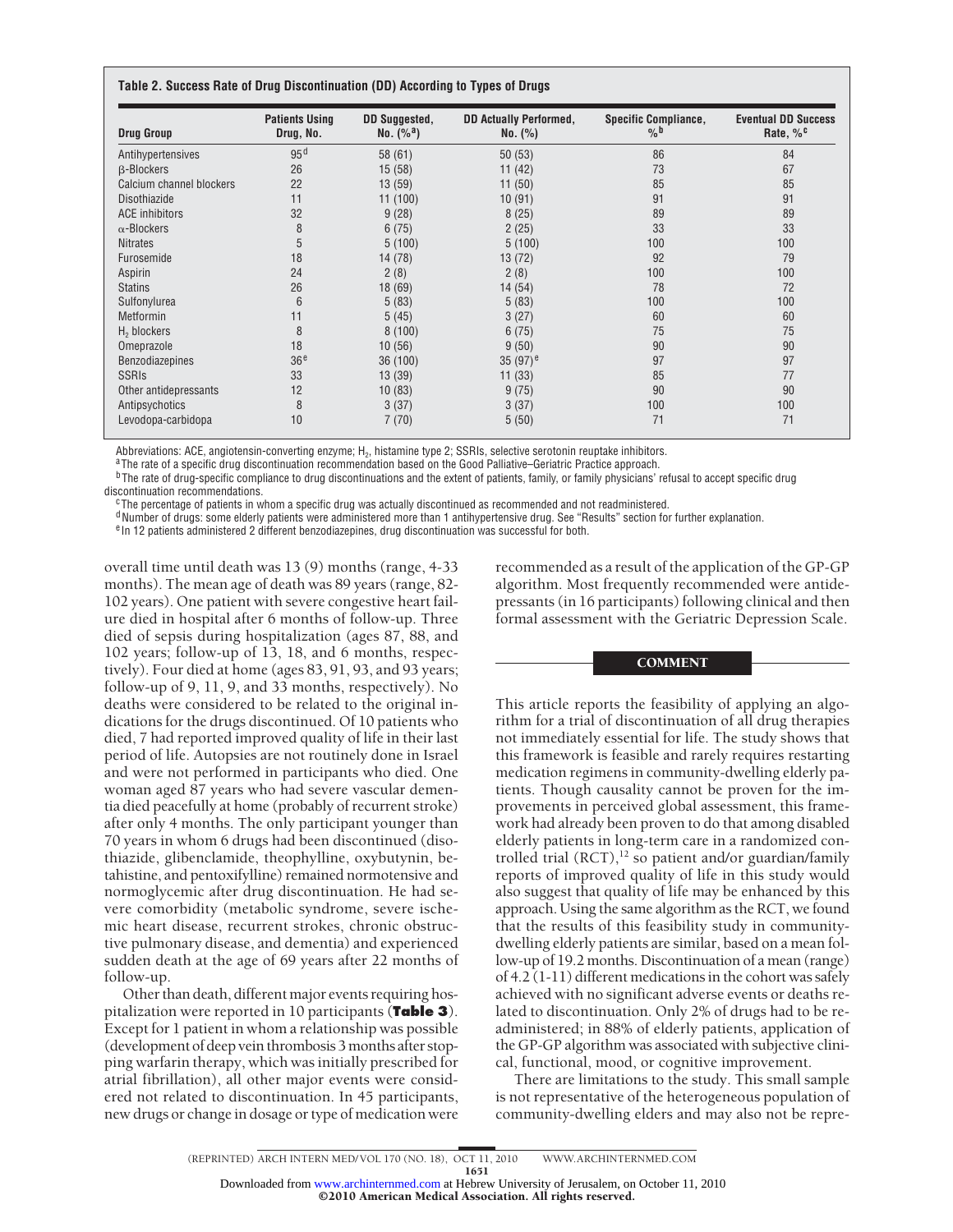**Table 2. Success Rate of Drug Discontinuation (DD) According to Types of Drugs**

| Drug Group | Patients Using Drug, No. | DD Suggested, No. (%[a]) | DD Actually Performed, No. (%) | Specific Compliance, %[b] | Eventual DD Success Rate, %[c] |
|---|---|---|---|---|---|
| Antihypertensives | 95[d] | 58 (61) | 50 (53) | 86 | 84 |
| β-Blockers | 26 | 15 (58) | 11 (42) | 73 | 67 |
| Calcium channel blockers | 22 | 13 (59) | 11 (50) | 85 | 85 |
| Disothiazide | 11 | 11 (100) | 10 (91) | 91 | 91 |
| ACE inhibitors | 32 | 9 (28) | 8 (25) | 89 | 89 |
| α-Blockers | 8 | 6 (75) | 2 (25) | 33 | 33 |
| Nitrates | 5 | 5 (100) | 5 (100) | 100 | 100 |
| Furosemide | 18 | 14 (78) | 13 (72) | 92 | 79 |
| Aspirin | 24 | 2 (8) | 2 (8) | 100 | 100 |
| Statins | 26 | 18 (69) | 14 (54) | 78 | 72 |
| Sulfonylurea | 6 | 5 (83) | 5 (83) | 100 | 100 |
| Metformin | 11 | 5 (45) | 3 (27) | 60 | 60 |
| $H_2$ blockers | 8 | 8 (100) | 6 (75) | 75 | 75 |
| Omeprazole | 18 | 10 (56) | 9 (50) | 90 | 90 |
| Benzodiazepines | 36[e] | 36 (100) | 35 (97)[e] | 97 | 97 |
| SSRIs | 33 | 13 (39) | 11 (33) | 85 | 77 |
| Other antidepressants | 12 | 10 (83) | 9 (75) | 90 | 90 |
| Antipsychotics | 8 | 3 (37) | 3 (37) | 100 | 100 |
| Levodopa-carbidopa | 10 | 7 (70) | 5 (50) | 71 | 71 |

Abbreviations: ACE, angiotensin-converting enzyme; $H_2$, histamine type 2; SSRIs, selective serotonin reuptake inhibitors.

[a] The rate of a specific drug discontinuation recommendation based on the Good Palliative–Geriatric Practice approach.

[b] The rate of drug-specific compliance to drug discontinuations and the extent of patients, family, or family physicians' refusal to accept specific drug discontinuation recommendations.

[c] The percentage of patients in whom a specific drug was actually discontinued as recommended and not readministered.

[d] Number of drugs: some elderly patients were administered more than 1 antihypertensive drug. See "Results" section for further explanation.

[e] In 12 patients administered 2 different benzodiazepines, drug discontinuation was successful for both.

overall time until death was 13 (9) months (range, 4-33 months). The mean age of death was 89 years (range, 82-102 years). One patient with severe congestive heart failure died in hospital after 6 months of follow-up. Three died of sepsis during hospitalization (ages 87, 88, and 102 years; follow-up of 13, 18, and 6 months, respectively). Four died at home (ages 83, 91, 93, and 93 years; follow-up of 9, 11, 9, and 33 months, respectively). No deaths were considered to be related to the original indications for the drugs discontinued. Of 10 patients who died, 7 had reported improved quality of life in their last period of life. Autopsies are not routinely done in Israel and were not performed in participants who died. One woman aged 87 years who had severe vascular dementia died peacefully at home (probably of recurrent stroke) after only 4 months. The only participant younger than 70 years in whom 6 drugs had been discontinued (disothiazide, glibenclamide, theophylline, oxybutynin, betahistine, and pentoxifylline) remained normotensive and normoglycemic after drug discontinuation. He had severe comorbidity (metabolic syndrome, severe ischemic heart disease, recurrent strokes, chronic obstructive pulmonary disease, and dementia) and experienced sudden death at the age of 69 years after 22 months of follow-up.

Other than death, different major events requiring hospitalization were reported in 10 participants (**Table 3**). Except for 1 patient in whom a relationship was possible (development of deep vein thrombosis 3 months after stopping warfarin therapy, which was initially prescribed for atrial fibrillation), all other major events were considered not related to discontinuation. In 45 participants, new drugs or change in dosage or type of medication were recommended as a result of the application of the GP-GP algorithm. Most frequently recommended were antidepressants (in 16 participants) following clinical and then formal assessment with the Geriatric Depression Scale.

## COMMENT

This article reports the feasibility of applying an algorithm for a trial of discontinuation of all drug therapies not immediately essential for life. The study shows that this framework is feasible and rarely requires restarting medication regimens in community-dwelling elderly patients. Though causality cannot be proven for the improvements in perceived global assessment, this framework had already been proven to do that among disabled elderly patients in long-term care in a randomized controlled trial (RCT),[12] so patient and/or guardian/family reports of improved quality of life in this study would also suggest that quality of life may be enhanced by this approach. Using the same algorithm as the RCT, we found that the results of this feasibility study in community-dwelling elderly patients are similar, based on a mean follow-up of 19.2 months. Discontinuation of a mean (range) of 4.2 (1-11) different medications in the cohort was safely achieved with no significant adverse events or deaths related to discontinuation. Only 2% of drugs had to be readministered; in 88% of elderly patients, application of the GP-GP algorithm was associated with subjective clinical, functional, mood, or cognitive improvement.

There are limitations to the study. This small sample is not representative of the heterogeneous population of community-dwelling elders and may also not be repre-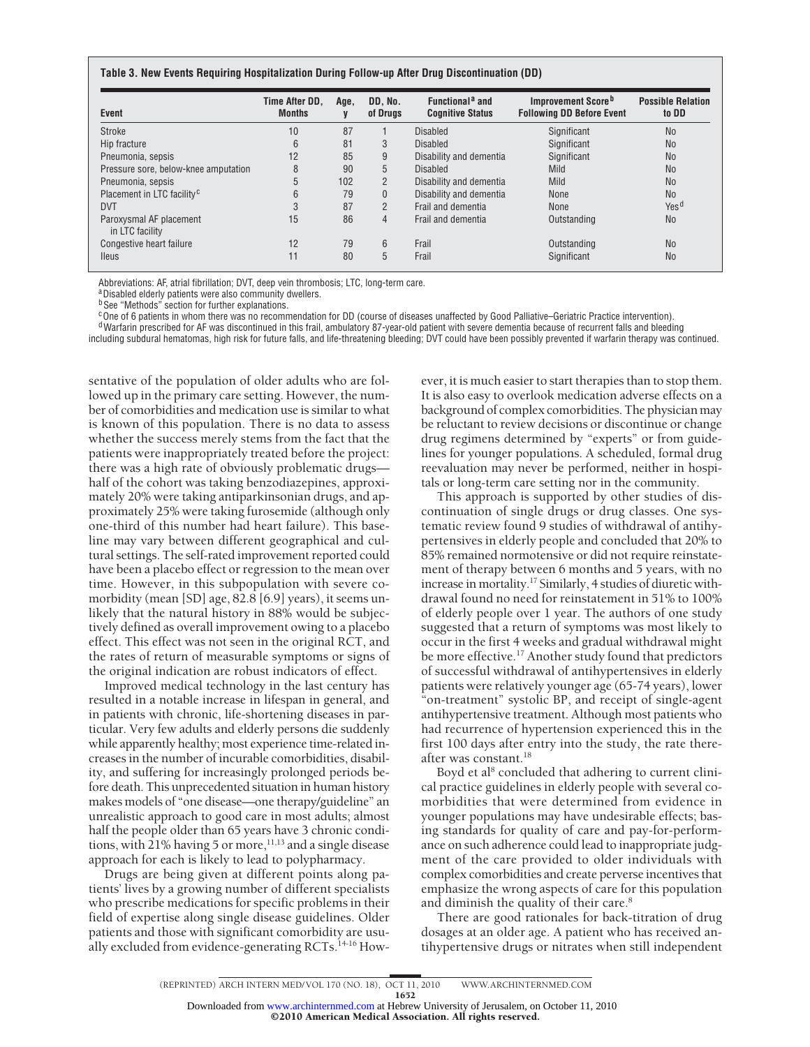**Table 3. New Events Requiring Hospitalization During Follow-up After Drug Discontinuation (DD)**

| Event | Time After DD, Months | Age, y | DD, No. of Drugs | Functional[a] and Cognitive Status | Improvement Score[b] Following DD Before Event | Possible Relation to DD |
|---|---|---|---|---|---|---|
| Stroke | 10 | 87 | 1 | Disabled | Significant | No |
| Hip fracture | 6 | 81 | 3 | Disabled | Significant | No |
| Pneumonia, sepsis | 12 | 85 | 9 | Disability and dementia | Significant | No |
| Pressure sore, below-knee amputation | 8 | 90 | 5 | Disabled | Mild | No |
| Pneumonia, sepsis | 5 | 102 | 2 | Disability and dementia | Mild | No |
| Placement in LTC facility[c] | 6 | 79 | 0 | Disability and dementia | None | No |
| DVT | 3 | 87 | 2 | Frail and dementia | None | Yes[d] |
| Paroxysmal AF placement in LTC facility | 15 | 86 | 4 | Frail and dementia | Outstanding | No |
| Congestive heart failure | 12 | 79 | 6 | Frail | Outstanding | No |
| Ileus | 11 | 80 | 5 | Frail | Significant | No |

Abbreviations: AF, atrial fibrillation; DVT, deep vein thrombosis; LTC, long-term care.

[a] Disabled elderly patients were also community dwellers.

[b] See "Methods" section for further explanations.

[c] One of 6 patients in whom there was no recommendation for DD (course of diseases unaffected by Good Palliative–Geriatric Practice intervention).

[d] Warfarin prescribed for AF was discontinued in this frail, ambulatory 87-year-old patient with severe dementia because of recurrent falls and bleeding including subdural hematomas, high risk for future falls, and life-threatening bleeding; DVT could have been possibly prevented if warfarin therapy was continued.

sentative of the population of older adults who are followed up in the primary care setting. However, the number of comorbidities and medication use is similar to what is known of this population. There is no data to assess whether the success merely stems from the fact that the patients were inappropriately treated before the project: there was a high rate of obviously problematic drugs—half of the cohort was taking benzodiazepines, approximately 20% were taking antiparkinsonian drugs, and approximately 25% were taking furosemide (although only one-third of this number had heart failure). This baseline may vary between different geographical and cultural settings. The self-rated improvement reported could have been a placebo effect or regression to the mean over time. However, in this subpopulation with severe comorbidity (mean [SD] age, 82.8 [6.9] years), it seems unlikely that the natural history in 88% would be subjectively defined as overall improvement owing to a placebo effect. This effect was not seen in the original RCT, and the rates of return of measurable symptoms or signs of the original indication are robust indicators of effect.

Improved medical technology in the last century has resulted in a notable increase in lifespan in general, and in patients with chronic, life-shortening diseases in particular. Very few adults and elderly persons die suddenly while apparently healthy; most experience time-related increases in the number of incurable comorbidities, disability, and suffering for increasingly prolonged periods before death. This unprecedented situation in human history makes models of "one disease—one therapy/guideline" an unrealistic approach to good care in most adults; almost half the people older than 65 years have 3 chronic conditions, with 21% having 5 or more,[11,13] and a single disease approach for each is likely to lead to polypharmacy.

Drugs are being given at different points along patients' lives by a growing number of different specialists who prescribe medications for specific problems in their field of expertise along single disease guidelines. Older patients and those with significant comorbidity are usually excluded from evidence-generating RCTs.[14-16] However, it is much easier to start therapies than to stop them. It is also easy to overlook medication adverse effects on a background of complex comorbidities. The physician may be reluctant to review decisions or discontinue or change drug regimens determined by "experts" or from guidelines for younger populations. A scheduled, formal drug reevaluation may never be performed, neither in hospitals or long-term care setting nor in the community.

This approach is supported by other studies of discontinuation of single drugs or drug classes. One systematic review found 9 studies of withdrawal of antihypertensives in elderly people and concluded that 20% to 85% remained normotensive or did not require reinstatement of therapy between 6 months and 5 years, with no increase in mortality.[17] Similarly, 4 studies of diuretic withdrawal found no need for reinstatement in 51% to 100% of elderly people over 1 year. The authors of one study suggested that a return of symptoms was most likely to occur in the first 4 weeks and gradual withdrawal might be more effective.[17] Another study found that predictors of successful withdrawal of antihypertensives in elderly patients were relatively younger age (65-74 years), lower "on-treatment" systolic BP, and receipt of single-agent antihypertensive treatment. Although most patients who had recurrence of hypertension experienced this in the first 100 days after entry into the study, the rate thereafter was constant.[18]

Boyd et al[8] concluded that adhering to current clinical practice guidelines in elderly people with several comorbidities that were determined from evidence in younger populations may have undesirable effects; basing standards for quality of care and pay-for-performance on such adherence could lead to inappropriate judgment of the care provided to older individuals with complex comorbidities and create perverse incentives that emphasize the wrong aspects of care for this population and diminish the quality of their care.[8]

There are good rationales for back-titration of drug dosages at an older age. A patient who has received antihypertensive drugs or nitrates when still independent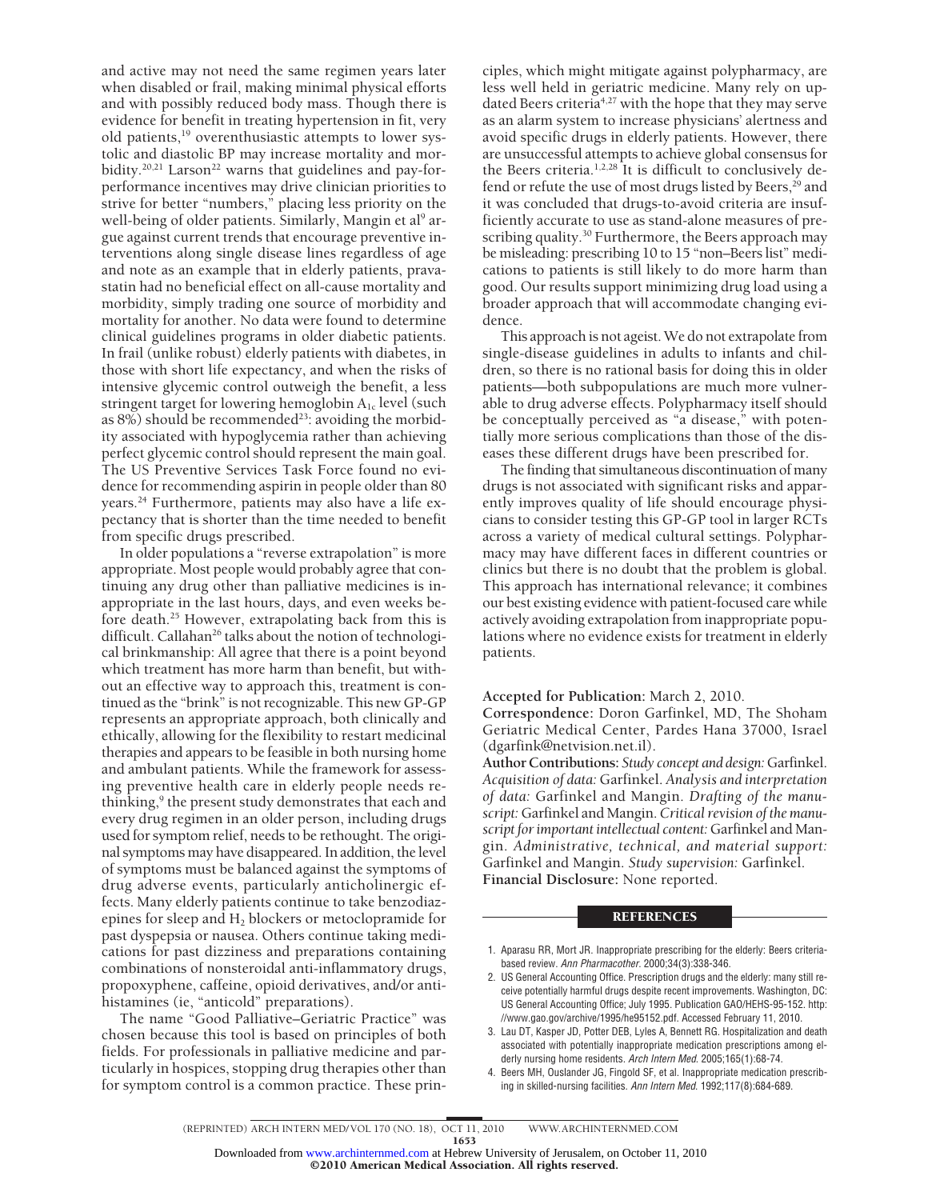and active may not need the same regimen years later when disabled or frail, making minimal physical efforts and with possibly reduced body mass. Though there is evidence for benefit in treating hypertension in fit, very old patients,[19] overenthusiastic attempts to lower systolic and diastolic BP may increase mortality and morbidity.[20,21] Larson[22] warns that guidelines and pay-for-performance incentives may drive clinician priorities to strive for better "numbers," placing less priority on the well-being of older patients. Similarly, Mangin et al[9] argue against current trends that encourage preventive interventions along single disease lines regardless of age and note as an example that in elderly patients, pravastatin had no beneficial effect on all-cause mortality and morbidity, simply trading one source of morbidity and mortality for another. No data were found to determine clinical guidelines programs in older diabetic patients. In frail (unlike robust) elderly patients with diabetes, in those with short life expectancy, and when the risks of intensive glycemic control outweigh the benefit, a less stringent target for lowering hemoglobin $A_{1c}$ level (such as 8%) should be recommended[23]: avoiding the morbidity associated with hypoglycemia rather than achieving perfect glycemic control should represent the main goal. The US Preventive Services Task Force found no evidence for recommending aspirin in people older than 80 years.[24] Furthermore, patients may also have a life expectancy that is shorter than the time needed to benefit from specific drugs prescribed.

In older populations a "reverse extrapolation" is more appropriate. Most people would probably agree that continuing any drug other than palliative medicines is inappropriate in the last hours, days, and even weeks before death.[25] However, extrapolating back from this is difficult. Callahan[26] talks about the notion of technological brinkmanship: All agree that there is a point beyond which treatment has more harm than benefit, but without an effective way to approach this, treatment is continued as the "brink" is not recognizable. This new GP-GP represents an appropriate approach, both clinically and ethically, allowing for the flexibility to restart medicinal therapies and appears to be feasible in both nursing home and ambulant patients. While the framework for assessing preventive health care in elderly people needs rethinking,[9] the present study demonstrates that each and every drug regimen in an older person, including drugs used for symptom relief, needs to be rethought. The original symptoms may have disappeared. In addition, the level of symptoms must be balanced against the symptoms of drug adverse events, particularly anticholinergic effects. Many elderly patients continue to take benzodiazepines for sleep and $H_2$ blockers or metoclopramide for past dyspepsia or nausea. Others continue taking medications for past dizziness and preparations containing combinations of nonsteroidal anti-inflammatory drugs, propoxyphene, caffeine, opioid derivatives, and/or antihistamines (ie, "anticold" preparations).

The name "Good Palliative–Geriatric Practice" was chosen because this tool is based on principles of both fields. For professionals in palliative medicine and particularly in hospices, stopping drug therapies other than for symptom control is a common practice. These principles, which might mitigate against polypharmacy, are less well held in geriatric medicine. Many rely on updated Beers criteria[4,27] with the hope that they may serve as an alarm system to increase physicians' alertness and avoid specific drugs in elderly patients. However, there are unsuccessful attempts to achieve global consensus for the Beers criteria.[1,2,28] It is difficult to conclusively defend or refute the use of most drugs listed by Beers,[29] and it was concluded that drugs-to-avoid criteria are insufficiently accurate to use as stand-alone measures of prescribing quality.[30] Furthermore, the Beers approach may be misleading: prescribing 10 to 15 "non–Beers list" medications to patients is still likely to do more harm than good. Our results support minimizing drug load using a broader approach that will accommodate changing evidence.

This approach is not ageist. We do not extrapolate from single-disease guidelines in adults to infants and children, so there is no rational basis for doing this in older patients—both subpopulations are much more vulnerable to drug adverse effects. Polypharmacy itself should be conceptually perceived as "a disease," with potentially more serious complications than those of the diseases these different drugs have been prescribed for.

The finding that simultaneous discontinuation of many drugs is not associated with significant risks and apparently improves quality of life should encourage physicians to consider testing this GP-GP tool in larger RCTs across a variety of medical cultural settings. Polypharmacy may have different faces in different countries or clinics but there is no doubt that the problem is global. This approach has international relevance; it combines our best existing evidence with patient-focused care while actively avoiding extrapolation from inappropriate populations where no evidence exists for treatment in elderly patients.

**Accepted for Publication:** March 2, 2010.

**Correspondence:** Doron Garfinkel, MD, The Shoham Geriatric Medical Center, Pardes Hana 37000, Israel (dgarfink@netvision.net.il).

**Author Contributions:** *Study concept and design:* Garfinkel. *Acquisition of data:* Garfinkel. *Analysis and interpretation of data:* Garfinkel and Mangin. *Drafting of the manuscript:* Garfinkel and Mangin. *Critical revision of the manuscript for important intellectual content:* Garfinkel and Mangin. *Administrative, technical, and material support:* Garfinkel and Mangin. *Study supervision:* Garfinkel.

**Financial Disclosure:** None reported.

## REFERENCES

1. Aparasu RR, Mort JR. Inappropriate prescribing for the elderly: Beers criteria-based review. *Ann Pharmacother*. 2000;34(3):338-346.
2. US General Accounting Office. Prescription drugs and the elderly: many still receive potentially harmful drugs despite recent improvements. Washington, DC: US General Accounting Office; July 1995. Publication GAO/HEHS-95-152. http://www.gao.gov/archive/1995/he95152.pdf. Accessed February 11, 2010.
3. Lau DT, Kasper JD, Potter DEB, Lyles A, Bennett RG. Hospitalization and death associated with potentially inappropriate medication prescriptions among elderly nursing home residents. *Arch Intern Med*. 2005;165(1):68-74.
4. Beers MH, Ouslander JG, Fingold SF, et al. Inappropriate medication prescribing in skilled-nursing facilities. *Ann Intern Med*. 1992;117(8):684-689.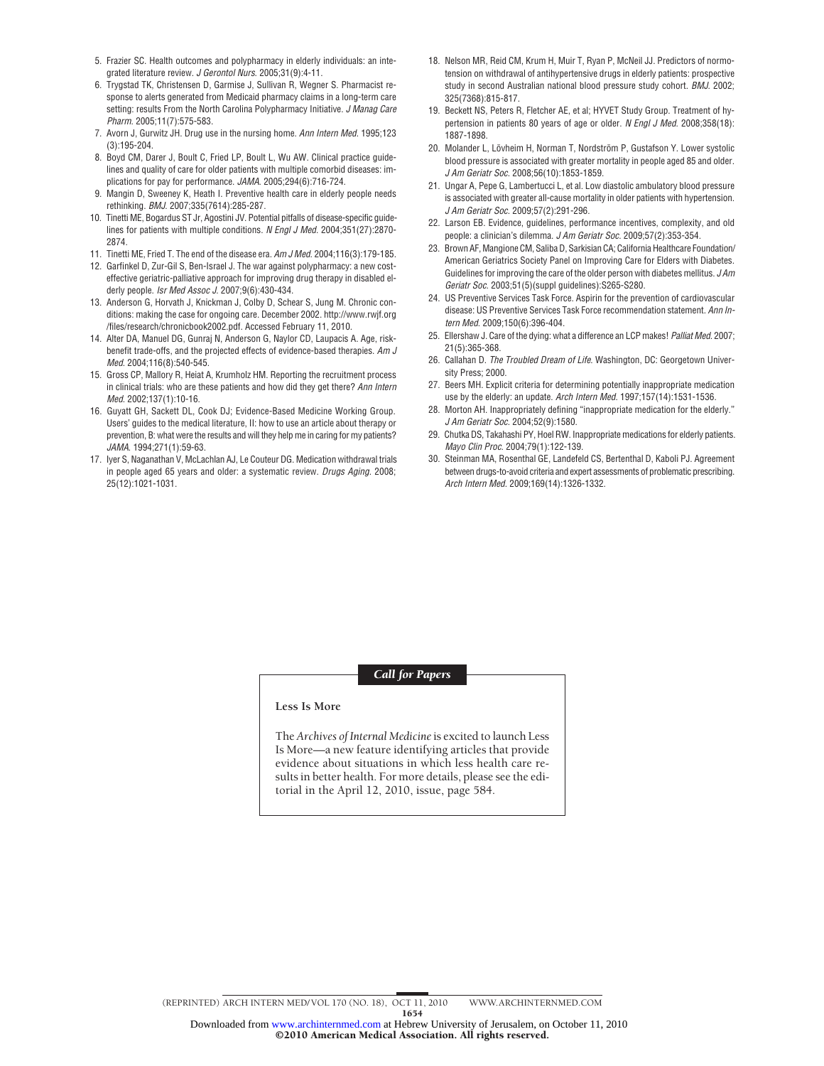5. Frazier SC. Health outcomes and polypharmacy in elderly individuals: an integrated literature review. *J Gerontol Nurs.* 2005;31(9):4-11.
6. Trygstad TK, Christensen D, Garmise J, Sullivan R, Wegner S. Pharmacist response to alerts generated from Medicaid pharmacy claims in a long-term care setting: results From the North Carolina Polypharmacy Initiative. *J Manag Care Pharm.* 2005;11(7):575-583.
7. Avorn J, Gurwitz JH. Drug use in the nursing home. *Ann Intern Med.* 1995;123(3):195-204.
8. Boyd CM, Darer J, Boult C, Fried LP, Boult L, Wu AW. Clinical practice guidelines and quality of care for older patients with multiple comorbid diseases: implications for pay for performance. *JAMA.* 2005;294(6):716-724.
9. Mangin D, Sweeney K, Heath I. Preventive health care in elderly people needs rethinking. *BMJ.* 2007;335(7614):285-287.
10. Tinetti ME, Bogardus ST Jr, Agostini JV. Potential pitfalls of disease-specific guidelines for patients with multiple conditions. *N Engl J Med.* 2004;351(27):2870-2874.
11. Tinetti ME, Fried T. The end of the disease era. *Am J Med.* 2004;116(3):179-185.
12. Garfinkel D, Zur-Gil S, Ben-Israel J. The war against polypharmacy: a new cost-effective geriatric-palliative approach for improving drug therapy in disabled elderly people. *Isr Med Assoc J.* 2007;9(6):430-434.
13. Anderson G, Horvath J, Knickman J, Colby D, Schear S, Jung M. Chronic conditions: making the case for ongoing care. December 2002. http://www.rwjf.org/files/research/chronicbook2002.pdf. Accessed February 11, 2010.
14. Alter DA, Manuel DG, Gunraj N, Anderson G, Naylor CD, Laupacis A. Age, risk-benefit trade-offs, and the projected effects of evidence-based therapies. *Am J Med.* 2004;116(8):540-545.
15. Gross CP, Mallory R, Heiat A, Krumholz HM. Reporting the recruitment process in clinical trials: who are these patients and how did they get there? *Ann Intern Med.* 2002;137(1):10-16.
16. Guyatt GH, Sackett DL, Cook DJ; Evidence-Based Medicine Working Group. Users' guides to the medical literature, II: how to use an article about therapy or prevention, B: what were the results and will they help me in caring for my patients? *JAMA.* 1994;271(1):59-63.
17. Iyer S, Naganathan V, McLachlan AJ, Le Couteur DG. Medication withdrawal trials in people aged 65 years and older: a systematic review. *Drugs Aging.* 2008;25(12):1021-1031.
18. Nelson MR, Reid CM, Krum H, Muir T, Ryan P, McNeil JJ. Predictors of normotension on withdrawal of antihypertensive drugs in elderly patients: prospective study in second Australian national blood pressure study cohort. *BMJ.* 2002;325(7368):815-817.
19. Beckett NS, Peters R, Fletcher AE, et al; HYVET Study Group. Treatment of hypertension in patients 80 years of age or older. *N Engl J Med.* 2008;358(18):1887-1898.
20. Molander L, Lövheim H, Norman T, Nordström P, Gustafson Y. Lower systolic blood pressure is associated with greater mortality in people aged 85 and older. *J Am Geriatr Soc.* 2008;56(10):1853-1859.
21. Ungar A, Pepe G, Lambertucci L, et al. Low diastolic ambulatory blood pressure is associated with greater all-cause mortality in older patients with hypertension. *J Am Geriatr Soc.* 2009;57(2):291-296.
22. Larson EB. Evidence, guidelines, performance incentives, complexity, and old people: a clinician's dilemma. *J Am Geriatr Soc.* 2009;57(2):353-354.
23. Brown AF, Mangione CM, Saliba D, Sarkisian CA; California Healthcare Foundation/American Geriatrics Society Panel on Improving Care for Elders with Diabetes. Guidelines for improving the care of the older person with diabetes mellitus. *J Am Geriatr Soc.* 2003;51(5)(suppl guidelines):S265-S280.
24. US Preventive Services Task Force. Aspirin for the prevention of cardiovascular disease: US Preventive Services Task Force recommendation statement. *Ann Intern Med.* 2009;150(6):396-404.
25. Ellershaw J. Care of the dying: what a difference an LCP makes! *Palliat Med.* 2007;21(5):365-368.
26. Callahan D. *The Troubled Dream of Life.* Washington, DC: Georgetown University Press; 2000.
27. Beers MH. Explicit criteria for determining potentially inappropriate medication use by the elderly: an update. *Arch Intern Med.* 1997;157(14):1531-1536.
28. Morton AH. Inappropriately defining "inappropriate medication for the elderly." *J Am Geriatr Soc.* 2004;52(9):1580.
29. Chutka DS, Takahashi PY, Hoel RW. Inappropriate medications for elderly patients. *Mayo Clin Proc.* 2004;79(1):122-139.
30. Steinman MA, Rosenthal GE, Landefeld CS, Bertenthal D, Kaboli PJ. Agreement between drugs-to-avoid criteria and expert assessments of problematic prescribing. *Arch Intern Med.* 2009;169(14):1326-1332.

### *Call for Papers*

**Less Is More**

The *Archives of Internal Medicine* is excited to launch Less Is More—a new feature identifying articles that provide evidence about situations in which less health care results in better health. For more details, please see the editorial in the April 12, 2010, issue, page 584.